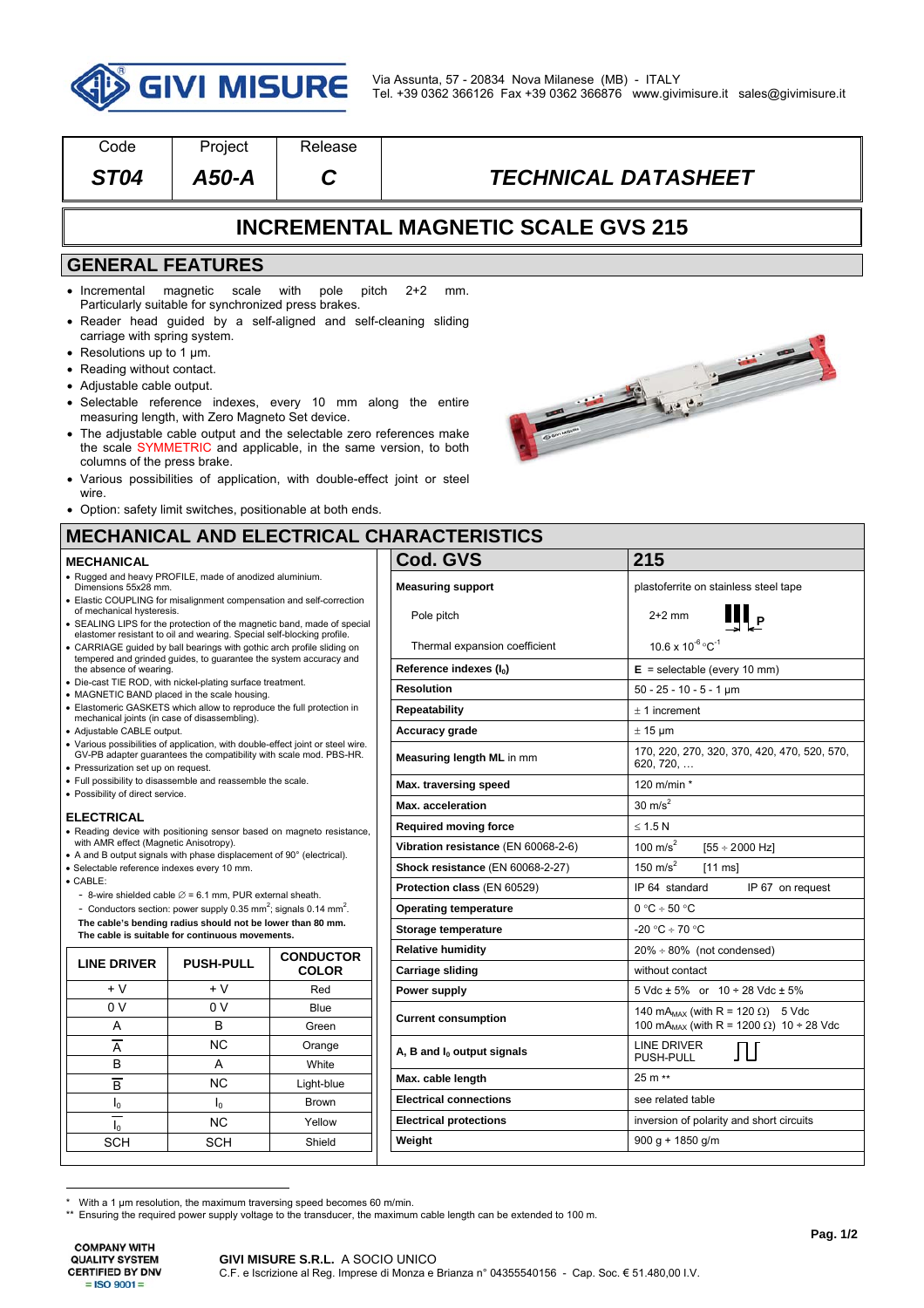GIVI MISURE

Via Assunta, 57 - 20834 Nova Milanese (MB) - ITALY
Tel. +39 0362 366126 Fax +39 0362 366876 www.givimisure.it sales@givimisure.it

| Code | Project | Release | |
|---|---|---|---|
| *ST04* | *A50-A* | *C* | *TECHNICAL DATASHEET* |

# INCREMENTAL MAGNETIC SCALE GVS 215

## GENERAL FEATURES

- Incremental magnetic scale with pole pitch 2+2 mm. Particularly suitable for synchronized press brakes.
- Reader head guided by a self-aligned and self-cleaning sliding carriage with spring system.
- Resolutions up to 1 µm.
- Reading without contact.
- Adjustable cable output.
- Selectable reference indexes, every 10 mm along the entire measuring length, with Zero Magneto Set device.
- The adjustable cable output and the selectable zero references make the scale SYMMETRIC and applicable, in the same version, to both columns of the press brake.
- Various possibilities of application, with double-effect joint or steel wire.
- Option: safety limit switches, positionable at both ends.

## MECHANICAL AND ELECTRICAL CHARACTERISTICS

### MECHANICAL

- Rugged and heavy PROFILE, made of anodized aluminium. Dimensions 55x28 mm.
- Elastic COUPLING for misalignment compensation and self-correction of mechanical hysteresis.
- SEALING LIPS for the protection of the magnetic band, made of special elastomer resistant to oil and wearing. Special self-blocking profile.
- CARRIAGE guided by ball bearings with gothic arch profile sliding on tempered and grinded guides, to guarantee the system accuracy and the absence of wearing.
- Die-cast TIE ROD, with nickel-plating surface treatment.
- MAGNETIC BAND placed in the scale housing.
- Elastomeric GASKETS which allow to reproduce the full protection in mechanical joints (in case of disassembling).
- Adjustable CABLE output.
- Various possibilities of application, with double-effect joint or steel wire. GV-PB adapter guarantees the compatibility with scale mod. PBS-HR.
- Pressurization set up on request.
- Full possibility to disassemble and reassemble the scale.
- Possibility of direct service.

### ELECTRICAL

- Reading device with positioning sensor based on magneto resistance, with AMR effect (Magnetic Anisotropy).
- A and B output signals with phase displacement of 90° (electrical).
- Selectable reference indexes every 10 mm.
- CABLE:
  - 8-wire shielded cable ∅ = 6.1 mm, PUR external sheath.
  - Conductors section: power supply 0.35 mm$^2$; signals 0.14 mm$^2$.

**The cable's bending radius should not be lower than 80 mm.**
**The cable is suitable for continuous movements.**

| LINE DRIVER | PUSH-PULL | CONDUCTOR COLOR |
|---|---|---|
| + V | + V | Red |
| 0 V | 0 V | Blue |
| A | B | Green |
| $\overline{A}$ | NC | Orange |
| B | A | White |
| $\overline{B}$ | NC | Light-blue |
| $I_0$ | $I_0$ | Brown |
| $\overline{I_0}$ | NC | Yellow |
| SCH | SCH | Shield |

| Cod. GVS | 215 |
|---|---|
| **Measuring support** | plastoferrite on stainless steel tape |
| Pole pitch | 2+2 mm |
| Thermal expansion coefficient | 10.6 x 10$^{-6}$ °C$^{-1}$ |
| **Reference indexes ($I_0$)** | **E** = selectable (every 10 mm) |
| **Resolution** | 50 - 25 - 10 - 5 - 1 µm |
| **Repeatability** | ± 1 increment |
| **Accuracy grade** | ± 15 µm |
| **Measuring length ML** in mm | 170, 220, 270, 320, 370, 420, 470, 520, 570, 620, 720, … |
| **Max. traversing speed** | 120 m/min * |
| **Max. acceleration** | 30 m/s$^2$ |
| **Required moving force** | ≤ 1.5 N |
| **Vibration resistance** (EN 60068-2-6) | 100 m/s$^2$ [55 ÷ 2000 Hz] |
| **Shock resistance** (EN 60068-2-27) | 150 m/s$^2$ [11 ms] |
| **Protection class** (EN 60529) | IP 64 standard IP 67 on request |
| **Operating temperature** | 0 °C ÷ 50 °C |
| **Storage temperature** | -20 °C ÷ 70 °C |
| **Relative humidity** | 20% ÷ 80% (not condensed) |
| **Carriage sliding** | without contact |
| **Power supply** | 5 Vdc ± 5% or 10 ÷ 28 Vdc ± 5% |
| **Current consumption** | 140 $mA_{MAX}$ (with R = 120 Ω) 5 Vdc<br>100 $mA_{MAX}$ (with R = 1200 Ω) 10 ÷ 28 Vdc |
| **A, B and $I_0$ output signals** | LINE DRIVER<br>PUSH-PULL |
| **Max. cable length** | 25 m ** |
| **Electrical connections** | see related table |
| **Electrical protections** | inversion of polarity and short circuits |
| **Weight** | 900 g + 1850 g/m |

\* With a 1 µm resolution, the maximum traversing speed becomes 60 m/min.
\** Ensuring the required power supply voltage to the transducer, the maximum cable length can be extended to 100 m.

COMPANY WITH QUALITY SYSTEM CERTIFIED BY DNV = ISO 9001 =

**GIVI MISURE S.R.L.** A SOCIO UNICO
C.F. e Iscrizione al Reg. Imprese di Monza e Brianza n° 04355540156 - Cap. Soc. € 51.480,00 I.V.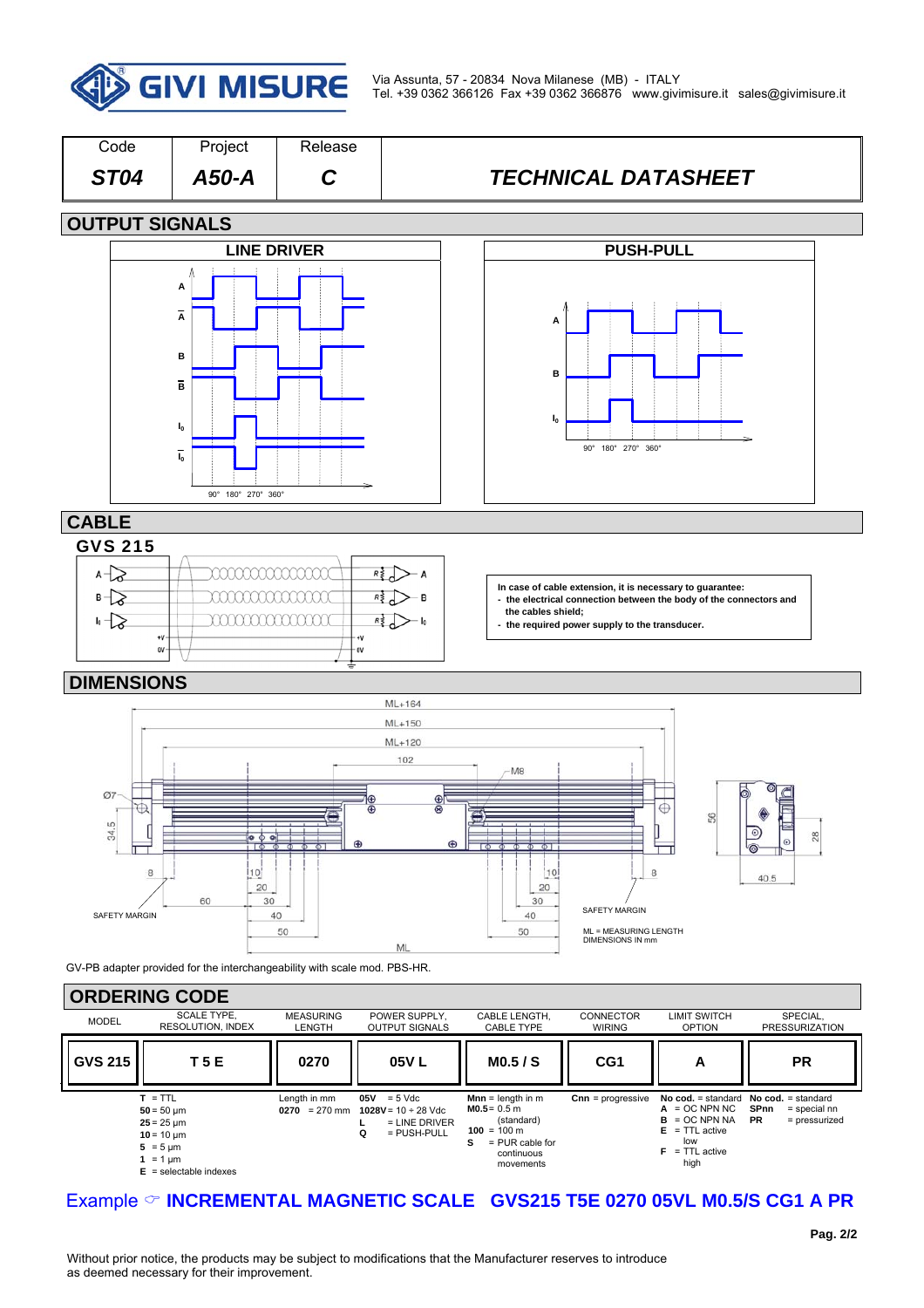GIVI MISURE

Via Assunta, 57 - 20834 Nova Milanese (MB) - ITALY
Tel. +39 0362 366126 Fax +39 0362 366876 www.givimisure.it sales@givimisure.it

| Code | Project | Release | |
|---|---|---|---|
| ST04 | A50-A | C | TECHNICAL DATASHEET |

## OUTPUT SIGNALS

LINE DRIVER

A
$\overline{A}$
B
$\overline{B}$
$I_0$
$\overline{I_0}$
90° 180° 270° 360°

PUSH-PULL

A
B
$I_0$
90° 180° 270° 360°

## CABLE

GVS 215

A
B
$I_0$
+V
0V
R
A
B
$I_0$
+V
0V

In case of cable extension, it is necessary to guarantee:

- the electrical connection between the body of the connectors and the cables shield;
- the required power supply to the transducer.

## DIMENSIONS

ML+164
ML+150
ML+120
102
M8
Ø7
34.5
56
28
40.5
8
60
10
20
30
40
50
ML
SAFETY MARGIN
ML = MEASURING LENGTH
DIMENSIONS IN mm

GV-PB adapter provided for the interchangeability with scale mod. PBS-HR.

## ORDERING CODE

| MODEL | SCALE TYPE, RESOLUTION, INDEX | MEASURING LENGTH | POWER SUPPLY, OUTPUT SIGNALS | CABLE LENGTH, CABLE TYPE | CONNECTOR WIRING | LIMIT SWITCH OPTION | SPECIAL, PRESSURIZATION |
|---|---|---|---|---|---|---|---|
| GVS 215 | T 5 E | 0270 | 05V L | M0.5 / S | CG1 | A | PR |
| | **T** = TTL<br>**50** = 50 µm<br>**25** = 25 µm<br>**10** = 10 µm<br>**5** = 5 µm<br>**1** = 1 µm<br>**E** = selectable indexes | Length in mm<br>**0270** = 270 mm | **05V** = 5 Vdc<br>**1028V** = 10 ÷ 28 Vdc<br>**L** = LINE DRIVER<br>**Q** = PUSH-PULL | **Mnn** = length in m<br>**M0.5** = 0.5 m (standard)<br>**100** = 100 m<br>**S** = PUR cable for continuous movements | **Cnn** = progressive | **No cod.** = standard<br>**A** = OC NPN NC<br>**B** = OC NPN NA<br>**E** = TTL active low<br>**F** = TTL active high | **No cod.** = standard<br>**SPnn** = special nn<br>**PR** = pressurized |

Example ☞ **INCREMENTAL MAGNETIC SCALE GVS215 T5E 0270 05VL M0.5/S CG1 A PR**

Without prior notice, the products may be subject to modifications that the Manufacturer reserves to introduce as deemed necessary for their improvement.